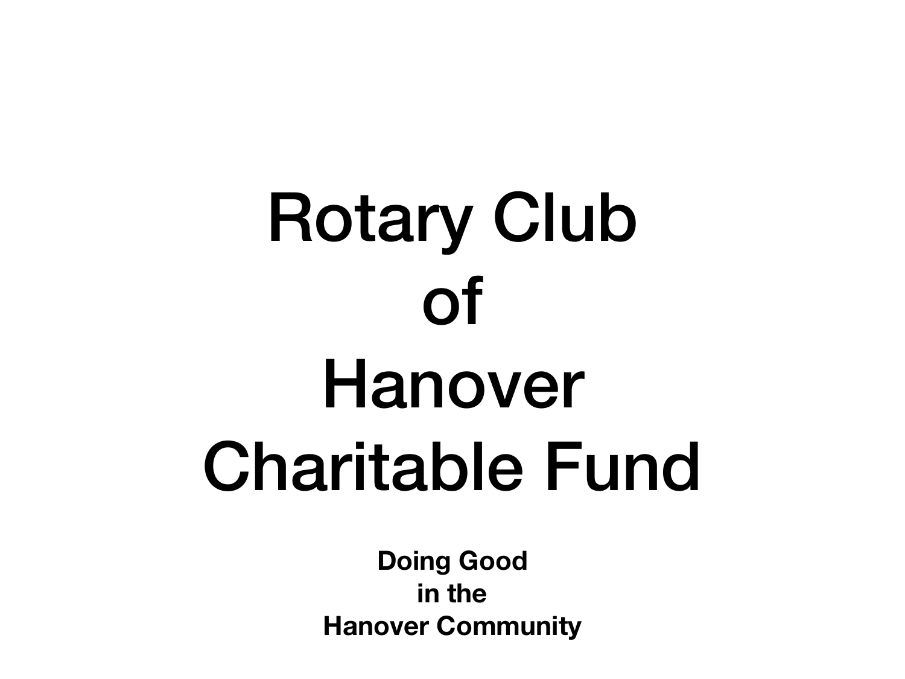# Rotary Club of Hanover Charitable Fund

**Doing Good**
**in the**
**Hanover Community**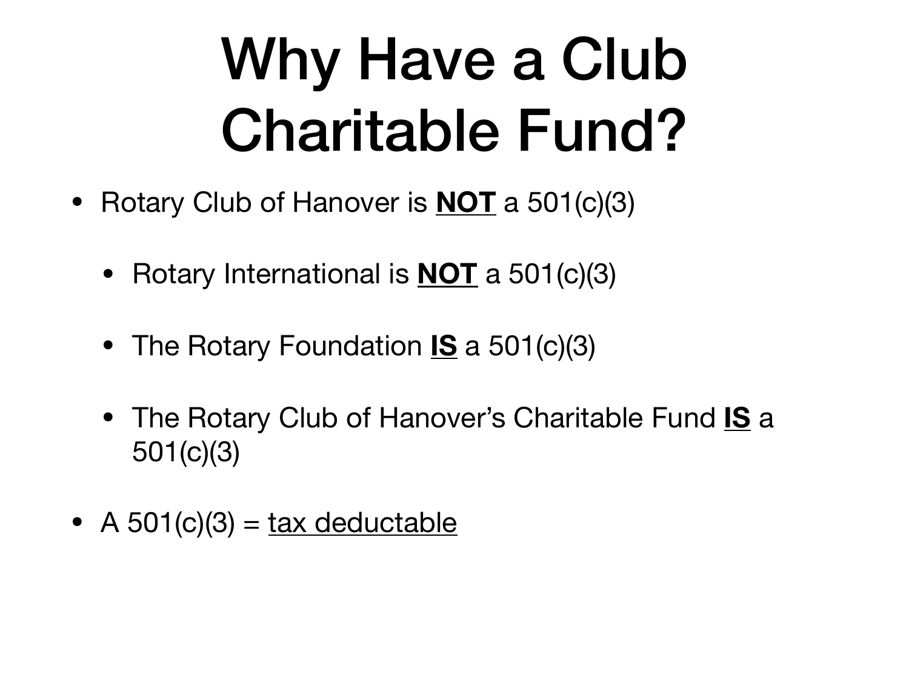# Why Have a Club Charitable Fund?

- Rotary Club of Hanover is **<u>NOT</u>** a 501(c)(3)
    - Rotary International is **<u>NOT</u>** a 501(c)(3)
    - The Rotary Foundation **<u>IS</u>** a 501(c)(3)
    - The Rotary Club of Hanover's Charitable Fund **<u>IS</u>** a 501(c)(3)
- A 501(c)(3) = <u>tax deductable</u>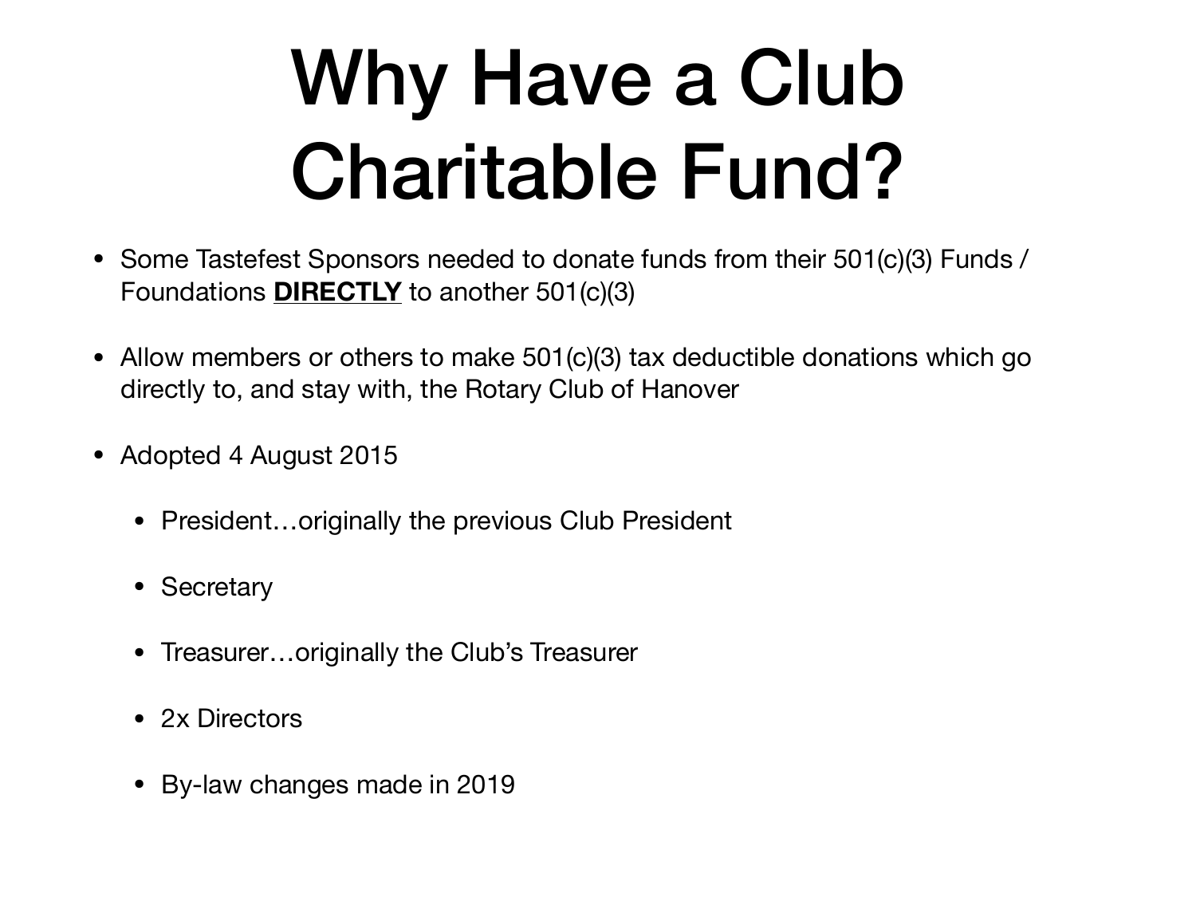# Why Have a Club Charitable Fund?

- Some Tastefest Sponsors needed to donate funds from their 501(c)(3) Funds / Foundations **DIRECTLY** to another 501(c)(3)
- Allow members or others to make 501(c)(3) tax deductible donations which go directly to, and stay with, the Rotary Club of Hanover
- Adopted 4 August 2015
  - President…originally the previous Club President
  - Secretary
  - Treasurer…originally the Club's Treasurer
  - 2x Directors
  - By-law changes made in 2019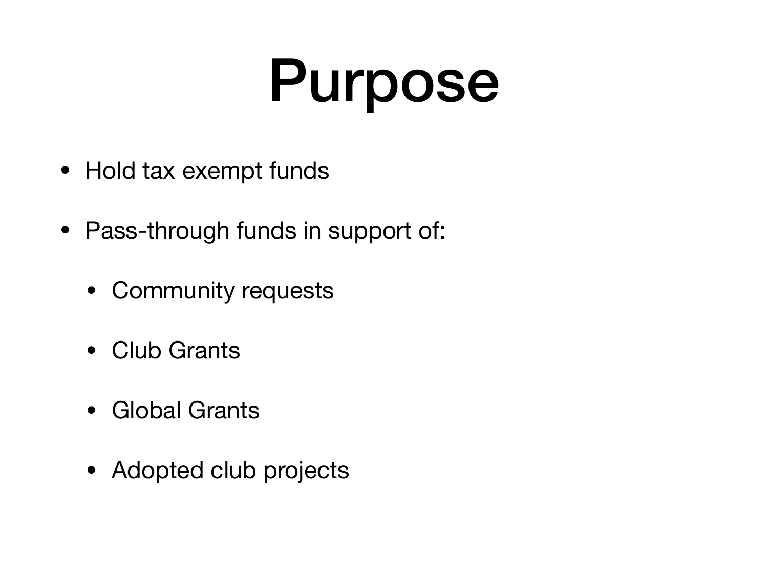# Purpose

- Hold tax exempt funds
- Pass-through funds in support of:
  - Community requests
  - Club Grants
  - Global Grants
  - Adopted club projects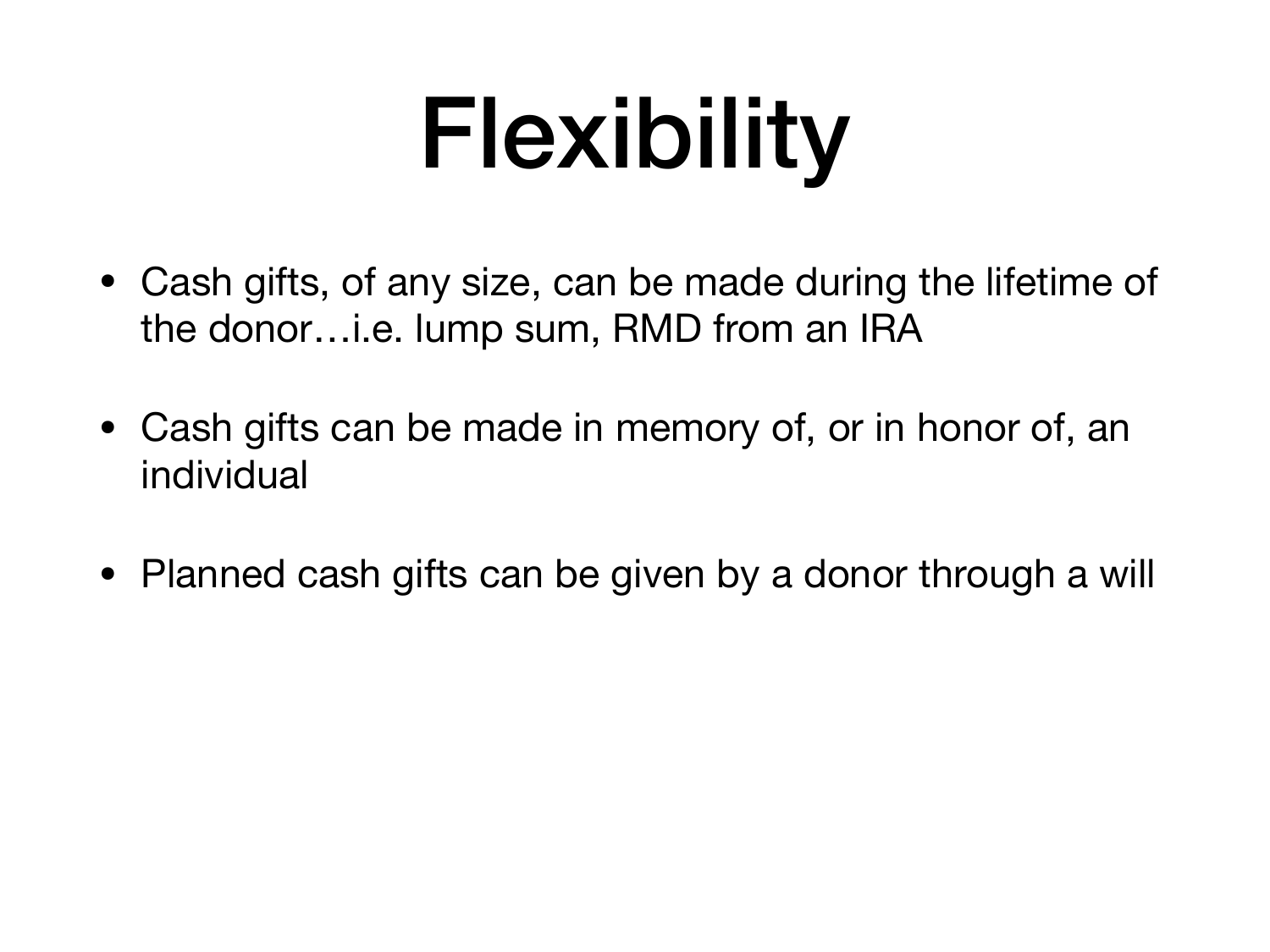# Flexibility

- Cash gifts, of any size, can be made during the lifetime of the donor…i.e. lump sum, RMD from an IRA
- Cash gifts can be made in memory of, or in honor of, an individual
- Planned cash gifts can be given by a donor through a will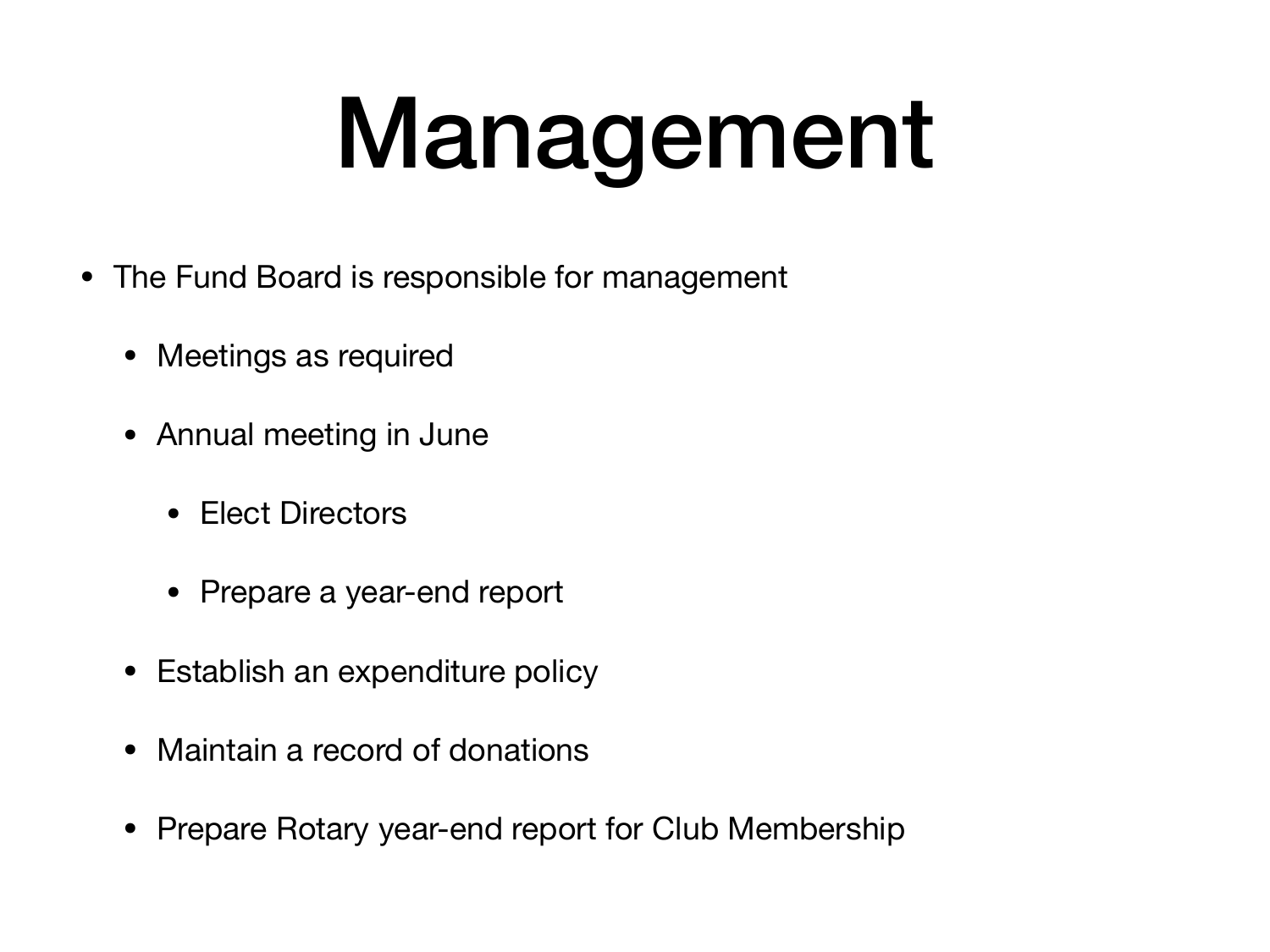# Management

- The Fund Board is responsible for management
  - Meetings as required
  - Annual meeting in June
    - Elect Directors
    - Prepare a year-end report
  - Establish an expenditure policy
  - Maintain a record of donations
  - Prepare Rotary year-end report for Club Membership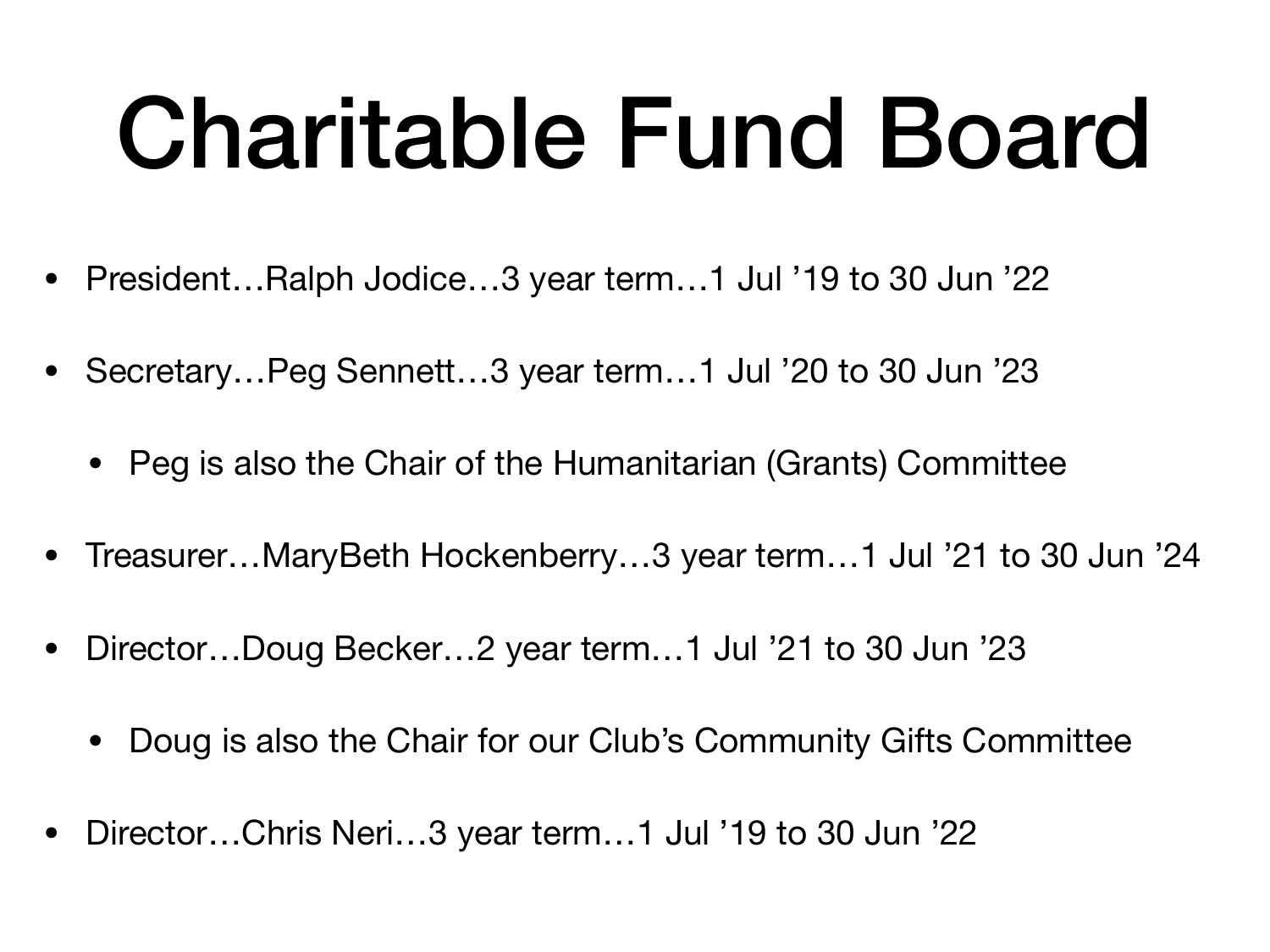# Charitable Fund Board

- President…Ralph Jodice…3 year term…1 Jul ’19 to 30 Jun ’22
- Secretary…Peg Sennett…3 year term…1 Jul ’20 to 30 Jun ’23
  - Peg is also the Chair of the Humanitarian (Grants) Committee
- Treasurer…MaryBeth Hockenberry…3 year term…1 Jul ’21 to 30 Jun ’24
- Director…Doug Becker…2 year term…1 Jul ’21 to 30 Jun ’23
  - Doug is also the Chair for our Club’s Community Gifts Committee
- Director…Chris Neri…3 year term…1 Jul ’19 to 30 Jun ’22